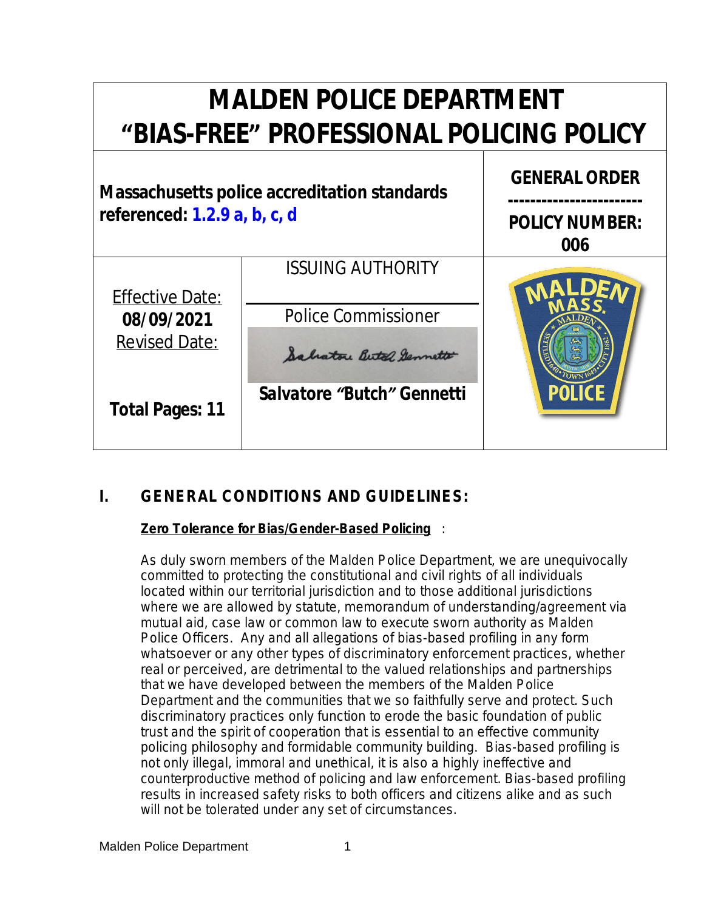# MALDEN POLICE DEPARTMENT
# "BIAS-FREE" PROFESSIONAL POLICING POLICY

| Massachusetts police accreditation standards referenced: 1.2.9 a, b, c, d | | GENERAL ORDER<br>POLICY NUMBER: 006 |
|---|---|---|
| Effective Date: **08/09/2021**<br>Revised Date:<br><br>**Total Pages: 11** | ISSUING AUTHORITY<br>Police Commissioner<br>**Salvatore "Butch" Gennetti** | |

## I. GENERAL CONDITIONS AND GUIDELINES:

**Zero Tolerance for Bias/Gender-Based Policing** :

As duly sworn members of the Malden Police Department, we are unequivocally committed to protecting the constitutional and civil rights of all individuals located within our territorial jurisdiction and to those additional jurisdictions where we are allowed by statute, memorandum of understanding/agreement via mutual aid, case law or common law to execute sworn authority as Malden Police Officers. Any and all allegations of bias-based profiling in any form whatsoever or any other types of discriminatory enforcement practices, whether real or perceived, are detrimental to the valued relationships and partnerships that we have developed between the members of the Malden Police Department and the communities that we so faithfully serve and protect. Such discriminatory practices only function to erode the basic foundation of public trust and the spirit of cooperation that is essential to an effective community policing philosophy and formidable community building. Bias-based profiling is not only illegal, immoral and unethical, it is also a highly ineffective and counterproductive method of policing and law enforcement. Bias-based profiling results in increased safety risks to both officers and citizens alike and as such will not be tolerated under any set of circumstances.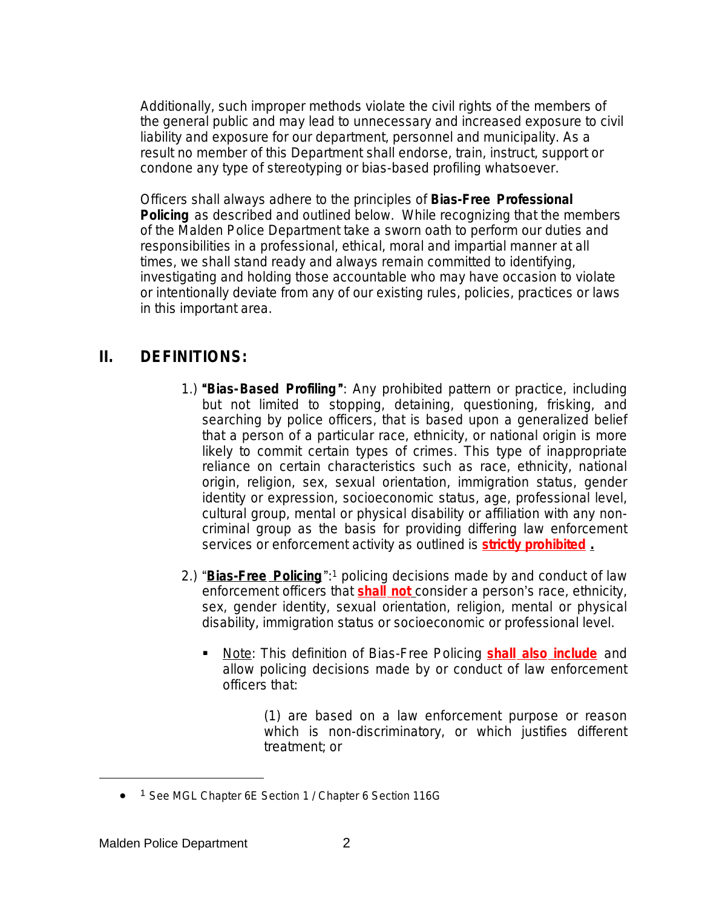Additionally, such improper methods violate the civil rights of the members of the general public and may lead to unnecessary and increased exposure to civil liability and exposure for our department, personnel and municipality. As a result no member of this Department shall endorse, train, instruct, support or condone any type of stereotyping or bias-based profiling whatsoever.

Officers shall always adhere to the principles of **Bias-Free Professional Policing** as described and outlined below. While recognizing that the members of the Malden Police Department take a sworn oath to perform our duties and responsibilities in a professional, ethical, moral and impartial manner at all times, we shall stand ready and always remain committed to identifying, investigating and holding those accountable who may have occasion to violate or intentionally deviate from any of our existing rules, policies, practices or laws in this important area.

## II. DEFINITIONS:

1.) **"Bias-Based Profiling"**: Any prohibited pattern or practice, including but not limited to stopping, detaining, questioning, frisking, and searching by police officers, that is based upon a generalized belief that a person of a particular race, ethnicity, or national origin is more likely to commit certain types of crimes. This type of inappropriate reliance on certain characteristics such as race, ethnicity, national origin, religion, sex, sexual orientation, immigration status, gender identity or expression, socioeconomic status, age, professional level, cultural group, mental or physical disability or affiliation with any non-criminal group as the basis for providing differing law enforcement services or enforcement activity as outlined is **strictly prohibited**.

2.) "**Bias-Free Policing**":[1] policing decisions made by and conduct of law enforcement officers that **shall not** consider a person's race, ethnicity, sex, gender identity, sexual orientation, religion, mental or physical disability, immigration status or socioeconomic or professional level.

- Note: This definition of Bias-Free Policing **shall also include** and allow policing decisions made by or conduct of law enforcement officers that:

  (1) are based on a law enforcement purpose or reason which is non-discriminatory, or which justifies different treatment; or

---

[1] See MGL Chapter 6E Section 1 / Chapter 6 Section 116G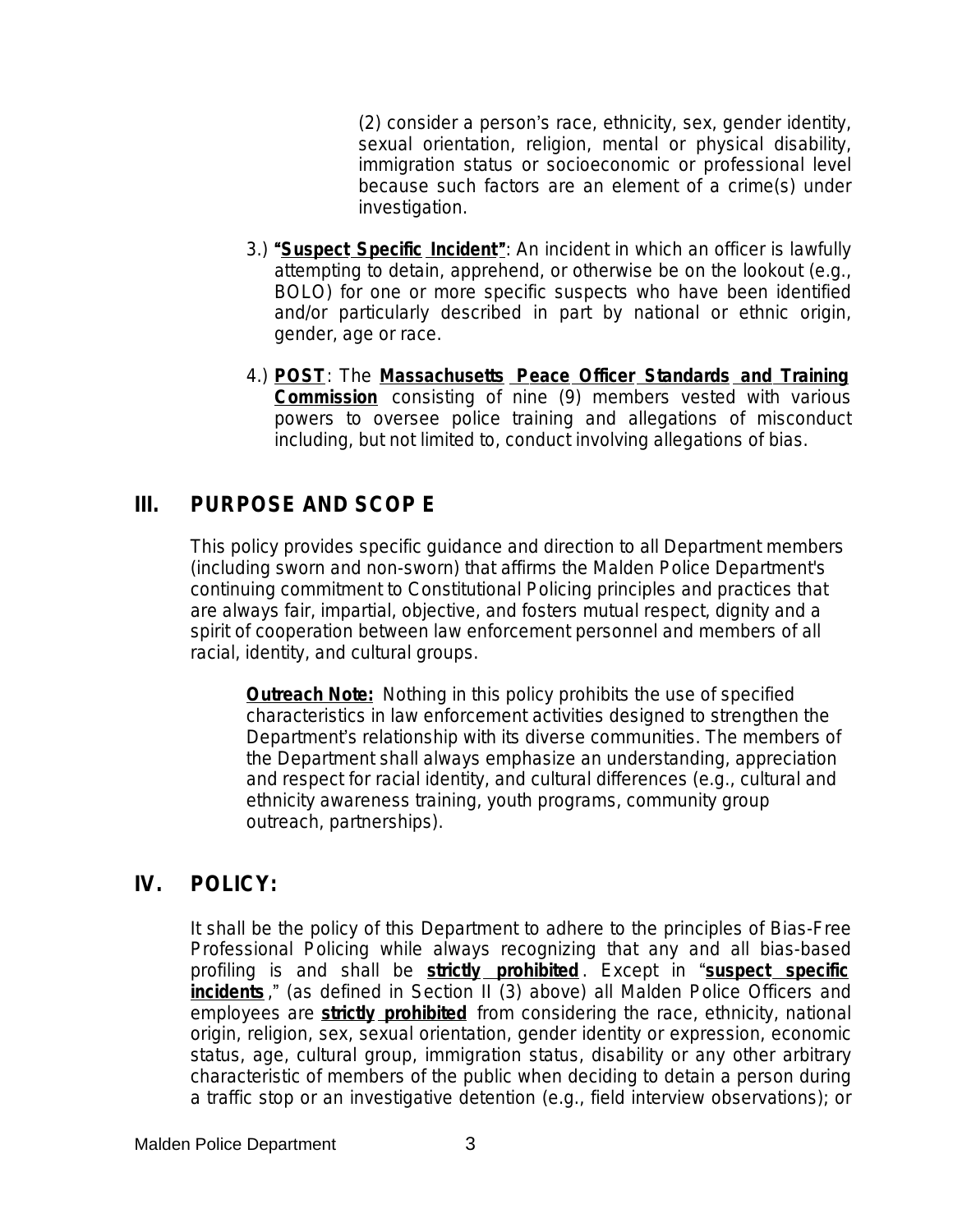(2) consider a person's race, ethnicity, sex, gender identity, sexual orientation, religion, mental or physical disability, immigration status or socioeconomic or professional level because such factors are an element of a crime(s) under investigation.

3.) **"Suspect Specific Incident"**: An incident in which an officer is lawfully attempting to detain, apprehend, or otherwise be on the lookout (e.g., BOLO) for one or more specific suspects who have been identified and/or particularly described in part by national or ethnic origin, gender, age or race.

4.) **POST**: The **Massachusetts Peace Officer Standards and Training Commission** consisting of nine (9) members vested with various powers to oversee police training and allegations of misconduct including, but not limited to, conduct involving allegations of bias.

## III. PURPOSE AND SCOPE

This policy provides specific guidance and direction to all Department members (including sworn and non-sworn) that affirms the Malden Police Department's continuing commitment to Constitutional Policing principles and practices that are always fair, impartial, objective, and fosters mutual respect, dignity and a spirit of cooperation between law enforcement personnel and members of all racial, identity, and cultural groups.

> **Outreach Note:** Nothing in this policy prohibits the use of specified characteristics in law enforcement activities designed to strengthen the Department's relationship with its diverse communities. The members of the Department shall always emphasize an understanding, appreciation and respect for racial identity, and cultural differences (e.g., cultural and ethnicity awareness training, youth programs, community group outreach, partnerships).

## IV. POLICY:

It shall be the policy of this Department to adhere to the principles of Bias-Free Professional Policing while always recognizing that any and all bias-based profiling is and shall be **strictly prohibited**. Except in "**suspect specific incidents**," (as defined in Section II (3) above) all Malden Police Officers and employees are **strictly prohibited** from considering the race, ethnicity, national origin, religion, sex, sexual orientation, gender identity or expression, economic status, age, cultural group, immigration status, disability or any other arbitrary characteristic of members of the public when deciding to detain a person during a traffic stop or an investigative detention (e.g., field interview observations); or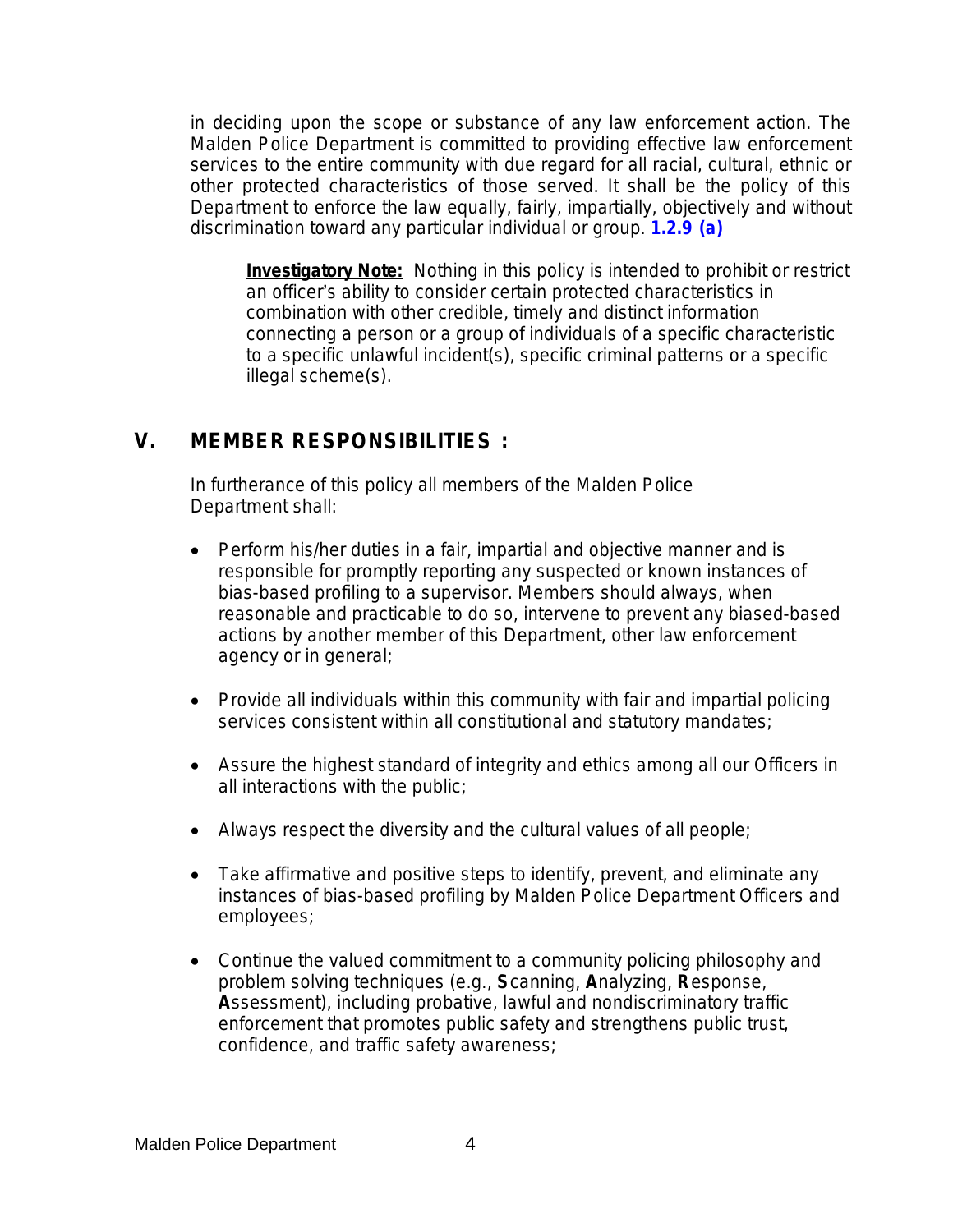in deciding upon the scope or substance of any law enforcement action. The Malden Police Department is committed to providing effective law enforcement services to the entire community with due regard for all racial, cultural, ethnic or other protected characteristics of those served. It shall be the policy of this Department to enforce the law equally, fairly, impartially, objectively and without discrimination toward any particular individual or group. **1.2.9 (a)**

> **Investigatory Note:** Nothing in this policy is intended to prohibit or restrict an officer's ability to consider certain protected characteristics in combination with other credible, timely and distinct information connecting a person or a group of individuals of a specific characteristic to a specific unlawful incident(s), specific criminal patterns or a specific illegal scheme(s).

## V. MEMBER RESPONSIBILITIES :

In furtherance of this policy all members of the Malden Police Department shall:

- Perform his/her duties in a fair, impartial and objective manner and is responsible for promptly reporting any suspected or known instances of bias-based profiling to a supervisor. Members should always, when reasonable and practicable to do so, intervene to prevent any biased-based actions by another member of this Department, other law enforcement agency or in general;
- Provide all individuals within this community with fair and impartial policing services consistent within all constitutional and statutory mandates;
- Assure the highest standard of integrity and ethics among all our Officers in all interactions with the public;
- Always respect the diversity and the cultural values of all people;
- Take affirmative and positive steps to identify, prevent, and eliminate any instances of bias-based profiling by Malden Police Department Officers and employees;
- Continue the valued commitment to a community policing philosophy and problem solving techniques (e.g., **S**canning, **A**nalyzing, **R**esponse, **A**ssessment), including probative, lawful and nondiscriminatory traffic enforcement that promotes public safety and strengthens public trust, confidence, and traffic safety awareness;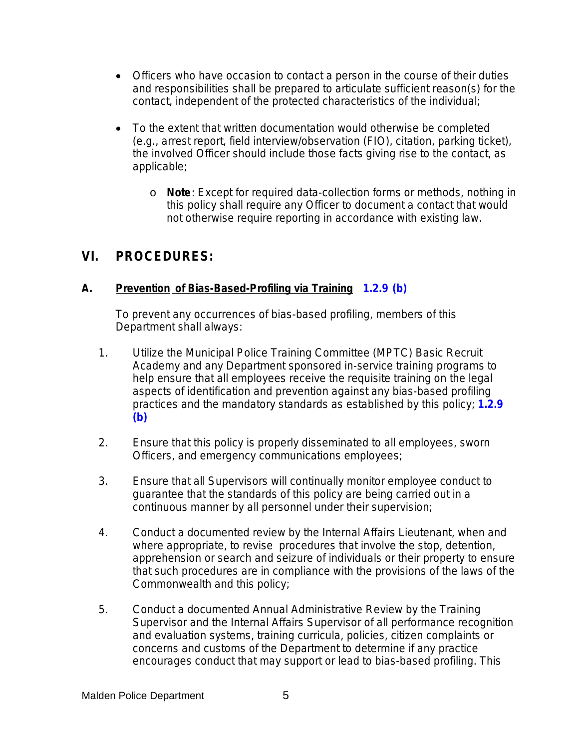- Officers who have occasion to contact a person in the course of their duties and responsibilities shall be prepared to articulate sufficient reason(s) for the contact, independent of the protected characteristics of the individual;

- To the extent that written documentation would otherwise be completed (e.g., arrest report, field interview/observation (FIO), citation, parking ticket), the involved Officer should include those facts giving rise to the contact, as applicable;

    - **Note**: Except for required data-collection forms or methods, nothing in this policy shall require any Officer to document a contact that would not otherwise require reporting in accordance with existing law.

## VI. PROCEDURES:

### A. Prevention of Bias-Based-Profiling via Training **1.2.9 (b)**

To prevent any occurrences of bias-based profiling, members of this Department shall always:

1. Utilize the Municipal Police Training Committee (MPTC) Basic Recruit Academy and any Department sponsored in-service training programs to help ensure that all employees receive the requisite training on the legal aspects of identification and prevention against any bias-based profiling practices and the mandatory standards as established by this policy; **1.2.9 (b)**

2. Ensure that this policy is properly disseminated to all employees, sworn Officers, and emergency communications employees;

3. Ensure that all Supervisors will continually monitor employee conduct to guarantee that the standards of this policy are being carried out in a continuous manner by all personnel under their supervision;

4. Conduct a documented review by the Internal Affairs Lieutenant, when and where appropriate, to revise procedures that involve the stop, detention, apprehension or search and seizure of individuals or their property to ensure that such procedures are in compliance with the provisions of the laws of the Commonwealth and this policy;

5. Conduct a documented Annual Administrative Review by the Training Supervisor and the Internal Affairs Supervisor of all performance recognition and evaluation systems, training curricula, policies, citizen complaints or concerns and customs of the Department to determine if any practice encourages conduct that may support or lead to bias-based profiling. This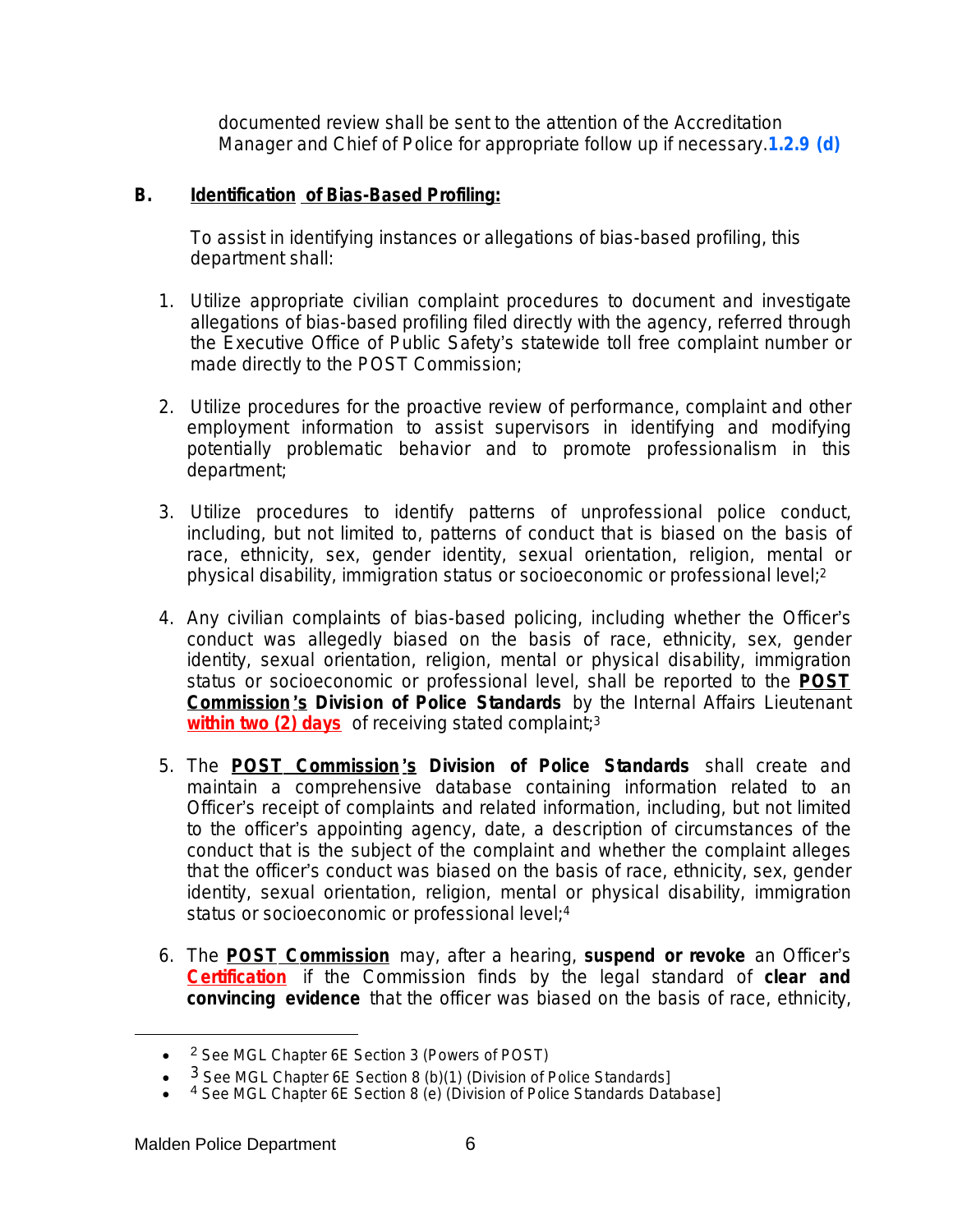documented review shall be sent to the attention of the Accreditation Manager and Chief of Police for appropriate follow up if necessary. **1.2.9 (d)**

### B. Identification of Bias-Based Profiling:

To assist in identifying instances or allegations of bias-based profiling, this department shall:

1. Utilize appropriate civilian complaint procedures to document and investigate allegations of bias-based profiling filed directly with the agency, referred through the Executive Office of Public Safety's statewide toll free complaint number or made directly to the POST Commission;

2. Utilize procedures for the proactive review of performance, complaint and other employment information to assist supervisors in identifying and modifying potentially problematic behavior and to promote professionalism in this department;

3. Utilize procedures to identify patterns of unprofessional police conduct, including, but not limited to, patterns of conduct that is biased on the basis of race, ethnicity, sex, gender identity, sexual orientation, religion, mental or physical disability, immigration status or socioeconomic or professional level;[2]

4. Any civilian complaints of bias-based policing, including whether the Officer's conduct was allegedly biased on the basis of race, ethnicity, sex, gender identity, sexual orientation, religion, mental or physical disability, immigration status or socioeconomic or professional level, shall be reported to the **POST Commission's Division of Police Standards** by the Internal Affairs Lieutenant **within two (2) days** of receiving stated complaint;[3]

5. The **POST Commission's Division of Police Standards** shall create and maintain a comprehensive database containing information related to an Officer's receipt of complaints and related information, including, but not limited to the officer's appointing agency, date, a description of circumstances of the conduct that is the subject of the complaint and whether the complaint alleges that the officer's conduct was biased on the basis of race, ethnicity, sex, gender identity, sexual orientation, religion, mental or physical disability, immigration status or socioeconomic or professional level;[4]

6. The **POST Commission** may, after a hearing, **suspend or revoke** an Officer's **Certification** if the Commission finds by the legal standard of **clear and convincing evidence** that the officer was biased on the basis of race, ethnicity,

---

- [2] See MGL Chapter 6E Section 3 (Powers of POST)
- [3] See MGL Chapter 6E Section 8 (b)(1) (Division of Police Standards]
- [4] See MGL Chapter 6E Section 8 (e) (Division of Police Standards Database]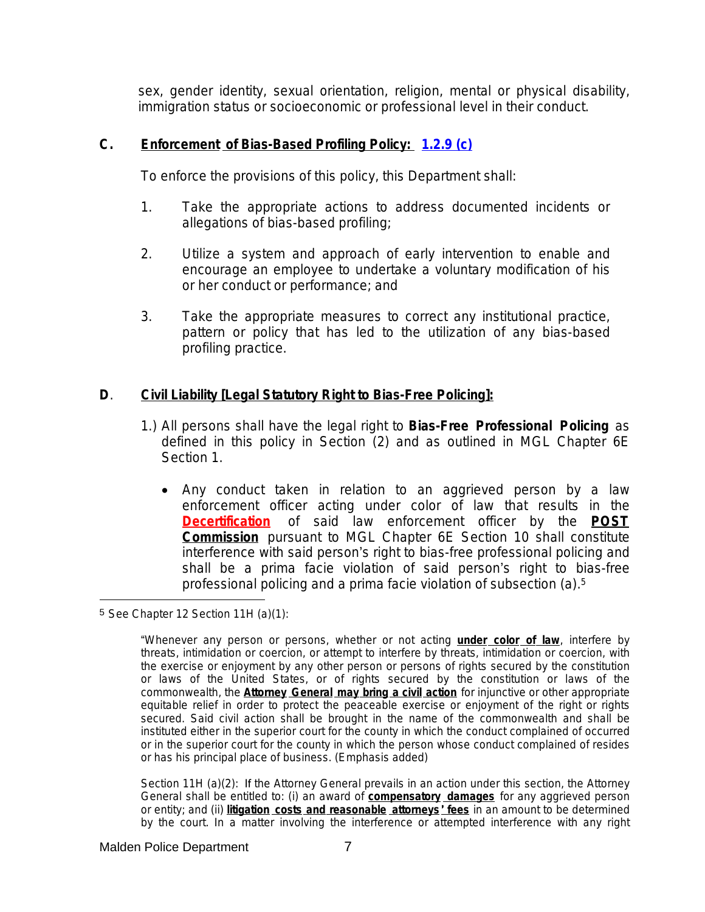sex, gender identity, sexual orientation, religion, mental or physical disability, immigration status or socioeconomic or professional level in their conduct.

**C. Enforcement of Bias-Based Profiling Policy: 1.2.9 (c)**

To enforce the provisions of this policy, this Department shall:

1. Take the appropriate actions to address documented incidents or allegations of bias-based profiling;
2. Utilize a system and approach of early intervention to enable and encourage an employee to undertake a voluntary modification of his or her conduct or performance; and
3. Take the appropriate measures to correct any institutional practice, pattern or policy that has led to the utilization of any bias-based profiling practice.

**D. Civil Liability [Legal Statutory Right to Bias-Free Policing]:**

1.) All persons shall have the legal right to **Bias-Free Professional Policing** as defined in this policy in Section (2) and as outlined in MGL Chapter 6E Section 1.

- Any conduct taken in relation to an aggrieved person by a law enforcement officer acting under color of law that results in the **Decertification** of said law enforcement officer by the **POST Commission** pursuant to MGL Chapter 6E Section 10 shall constitute interference with said person's right to bias-free professional policing and shall be a prima facie violation of said person's right to bias-free professional policing and a prima facie violation of subsection (a).[5]

---

[5] See Chapter 12 Section 11H (a)(1):

"Whenever any person or persons, whether or not acting **under color of law**, interfere by threats, intimidation or coercion, or attempt to interfere by threats, intimidation or coercion, with the exercise or enjoyment by any other person or persons of rights secured by the constitution or laws of the United States, or of rights secured by the constitution or laws of the commonwealth, the **Attorney General may bring a civil action** for injunctive or other appropriate equitable relief in order to protect the peaceable exercise or enjoyment of the right or rights secured. Said civil action shall be brought in the name of the commonwealth and shall be instituted either in the superior court for the county in which the conduct complained of occurred or in the superior court for the county in which the person whose conduct complained of resides or has his principal place of business. (Emphasis added)

Section 11H (a)(2): If the Attorney General prevails in an action under this section, the Attorney General shall be entitled to: (i) an award of **compensatory damages** for any aggrieved person or entity; and (ii) **litigation costs and reasonable attorneys' fees** in an amount to be determined by the court. In a matter involving the interference or attempted interference with any right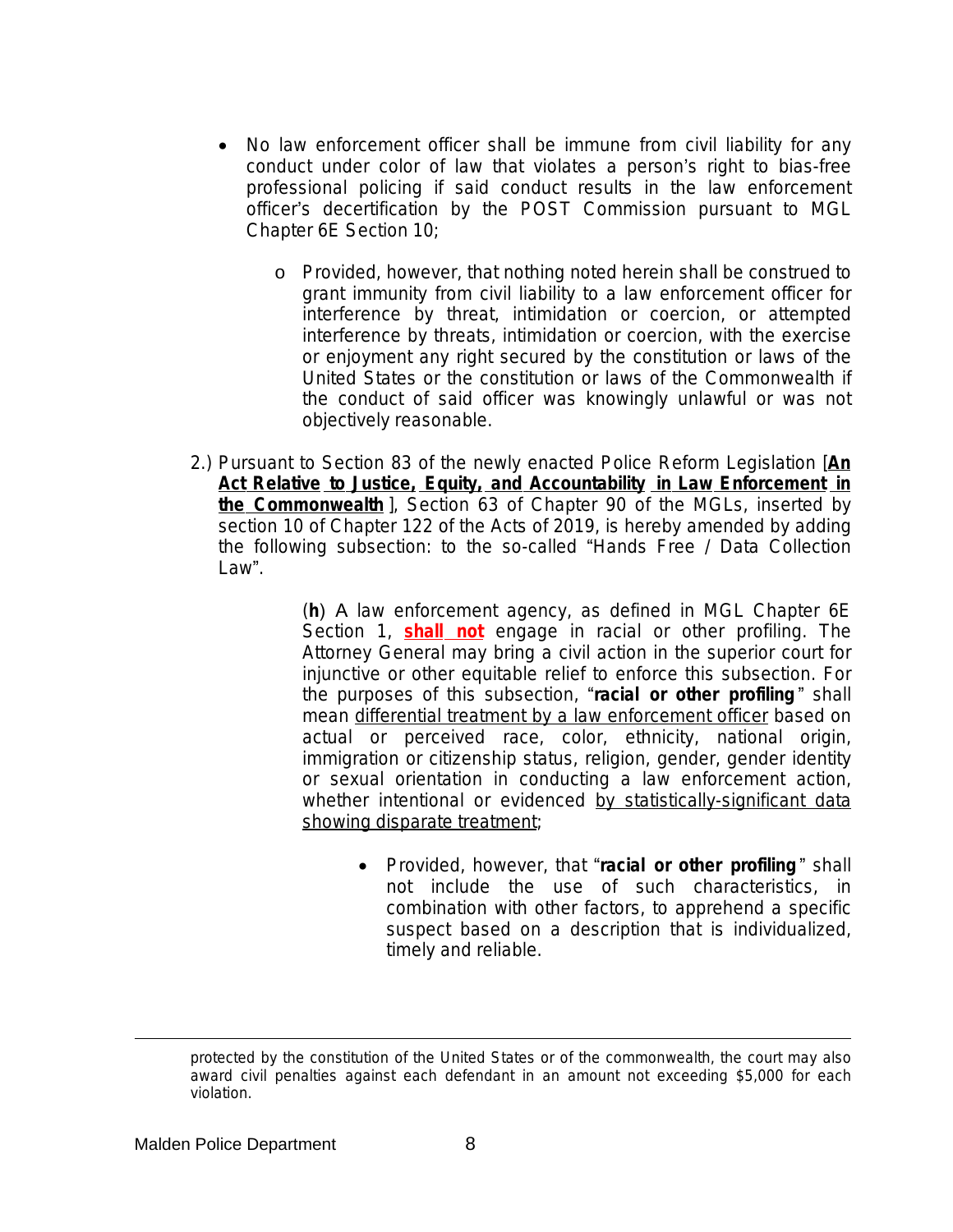- No law enforcement officer shall be immune from civil liability for any conduct under color of law that violates a person's right to bias-free professional policing if said conduct results in the law enforcement officer's decertification by the POST Commission pursuant to MGL Chapter 6E Section 10;
    - Provided, however, that nothing noted herein shall be construed to grant immunity from civil liability to a law enforcement officer for interference by threat, intimidation or coercion, or attempted interference by threats, intimidation or coercion, with the exercise or enjoyment any right secured by the constitution or laws of the United States or the constitution or laws of the Commonwealth if the conduct of said officer was knowingly unlawful or was not objectively reasonable.

2.) Pursuant to Section 83 of the newly enacted Police Reform Legislation [**An Act Relative to Justice, Equity, and Accountability in Law Enforcement in the Commonwealth**], Section 63 of Chapter 90 of the MGLs, inserted by section 10 of Chapter 122 of the Acts of 2019, is hereby amended by adding the following subsection: to the so-called "Hands Free / Data Collection Law".

> (**h**) A law enforcement agency, as defined in MGL Chapter 6E Section 1, **shall not** engage in racial or other profiling. The Attorney General may bring a civil action in the superior court for injunctive or other equitable relief to enforce this subsection. For the purposes of this subsection, "**racial or other profiling**" shall mean differential treatment by a law enforcement officer based on actual or perceived race, color, ethnicity, national origin, immigration or citizenship status, religion, gender, gender identity or sexual orientation in conducting a law enforcement action, whether intentional or evidenced by statistically-significant data showing disparate treatment;
>
> - Provided, however, that "**racial or other profiling**" shall not include the use of such characteristics, in combination with other factors, to apprehend a specific suspect based on a description that is individualized, timely and reliable.

---

protected by the constitution of the United States or of the commonwealth, the court may also award civil penalties against each defendant in an amount not exceeding $5,000 for each violation.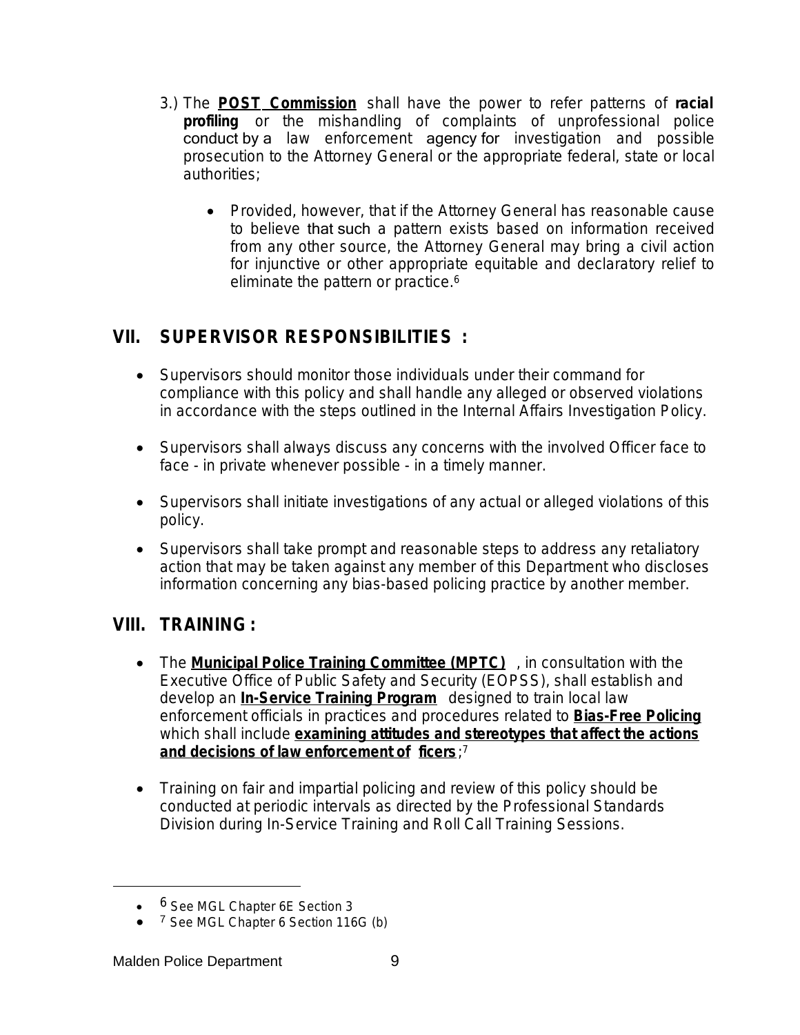3.) The **POST Commission** shall have the power to refer patterns of **racial profiling** or the mishandling of complaints of unprofessional police conduct by a law enforcement agency for investigation and possible prosecution to the Attorney General or the appropriate federal, state or local authorities;

- Provided, however, that if the Attorney General has reasonable cause to believe that such a pattern exists based on information received from any other source, the Attorney General may bring a civil action for injunctive or other appropriate equitable and declaratory relief to eliminate the pattern or practice.[6]

## VII. SUPERVISOR RESPONSIBILITIES :

- Supervisors should monitor those individuals under their command for compliance with this policy and shall handle any alleged or observed violations in accordance with the steps outlined in the Internal Affairs Investigation Policy.
- Supervisors shall always discuss any concerns with the involved Officer face to face - in private whenever possible - in a timely manner.
- Supervisors shall initiate investigations of any actual or alleged violations of this policy.
- Supervisors shall take prompt and reasonable steps to address any retaliatory action that may be taken against any member of this Department who discloses information concerning any bias-based policing practice by another member.

## VIII. TRAINING :

- The **Municipal Police Training Committee (MPTC)**, in consultation with the Executive Office of Public Safety and Security (EOPSS), shall establish and develop an **In-Service Training Program** designed to train local law enforcement officials in practices and procedures related to **Bias-Free Policing** which shall include **examining attitudes and stereotypes that affect the actions and decisions of law enforcement officers**;[7]
- Training on fair and impartial policing and review of this policy should be conducted at periodic intervals as directed by the Professional Standards Division during In-Service Training and Roll Call Training Sessions.

---

- [6] See MGL Chapter 6E Section 3
- [7] See MGL Chapter 6 Section 116G (b)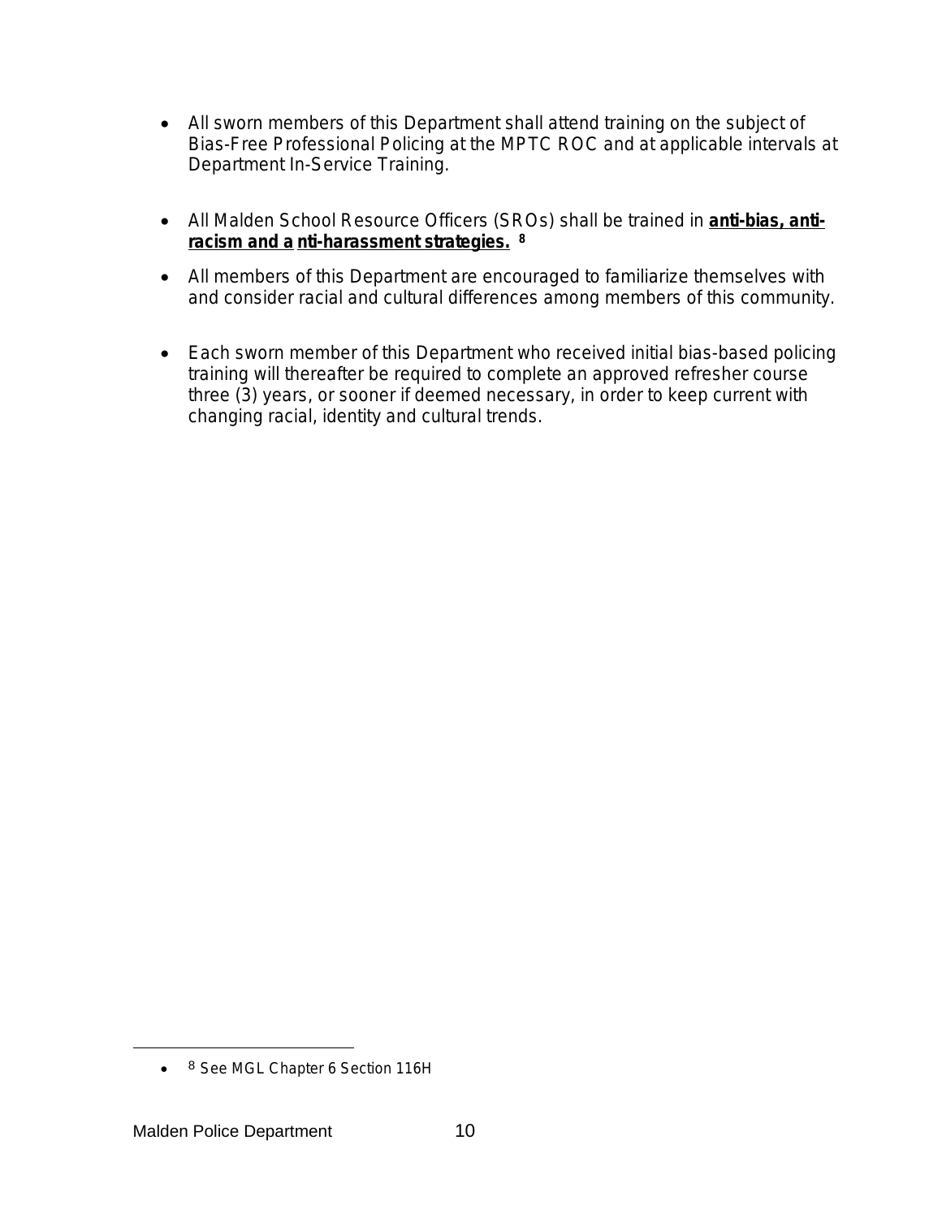- All sworn members of this Department shall attend training on the subject of Bias-Free Professional Policing at the MPTC ROC and at applicable intervals at Department In-Service Training.

- All Malden School Resource Officers (SROs) shall be trained in **anti-bias, anti-racism and a nti-harassment strategies.** [8]

- All members of this Department are encouraged to familiarize themselves with and consider racial and cultural differences among members of this community.

- Each sworn member of this Department who received initial bias-based policing training will thereafter be required to complete an approved refresher course three (3) years, or sooner if deemed necessary, in order to keep current with changing racial, identity and cultural trends.

---

- [8] See MGL Chapter 6 Section 116H